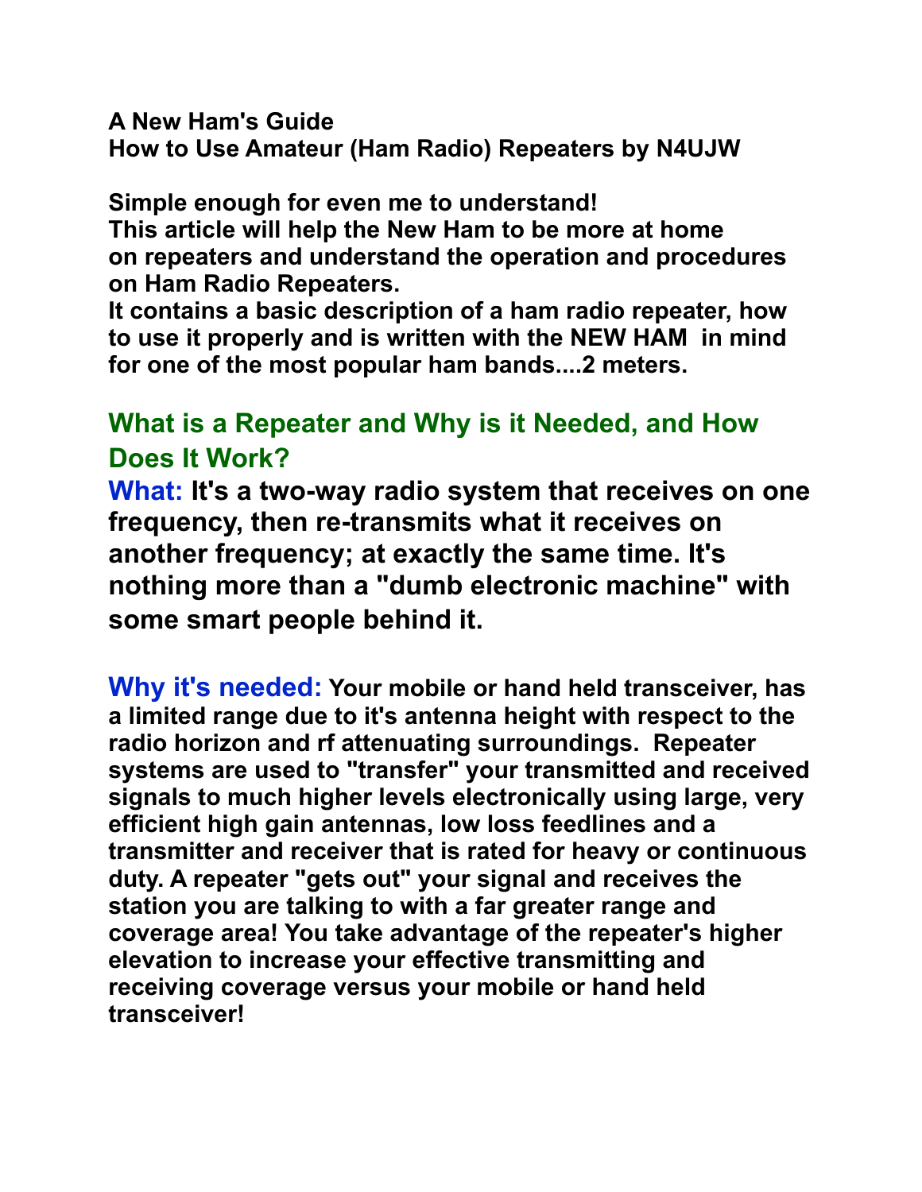**A New Ham's Guide**
**How to Use Amateur (Ham Radio) Repeaters by N4UJW**

**Simple enough for even me to understand!**
**This article will help the New Ham to be more at home on repeaters and understand the operation and procedures on Ham Radio Repeaters.**
**It contains a basic description of a ham radio repeater, how to use it properly and is written with the NEW HAM in mind for one of the most popular ham bands....2 meters.**

## What is a Repeater and Why is it Needed, and How Does It Work?

**What: It's a two-way radio system that receives on one frequency, then re-transmits what it receives on another frequency; at exactly the same time. It's nothing more than a "dumb electronic machine" with some smart people behind it.**

**Why it's needed: Your mobile or hand held transceiver, has a limited range due to it's antenna height with respect to the radio horizon and rf attenuating surroundings. Repeater systems are used to "transfer" your transmitted and received signals to much higher levels electronically using large, very efficient high gain antennas, low loss feedlines and a transmitter and receiver that is rated for heavy or continuous duty. A repeater "gets out" your signal and receives the station you are talking to with a far greater range and coverage area! You take advantage of the repeater's higher elevation to increase your effective transmitting and receiving coverage versus your mobile or hand held transceiver!**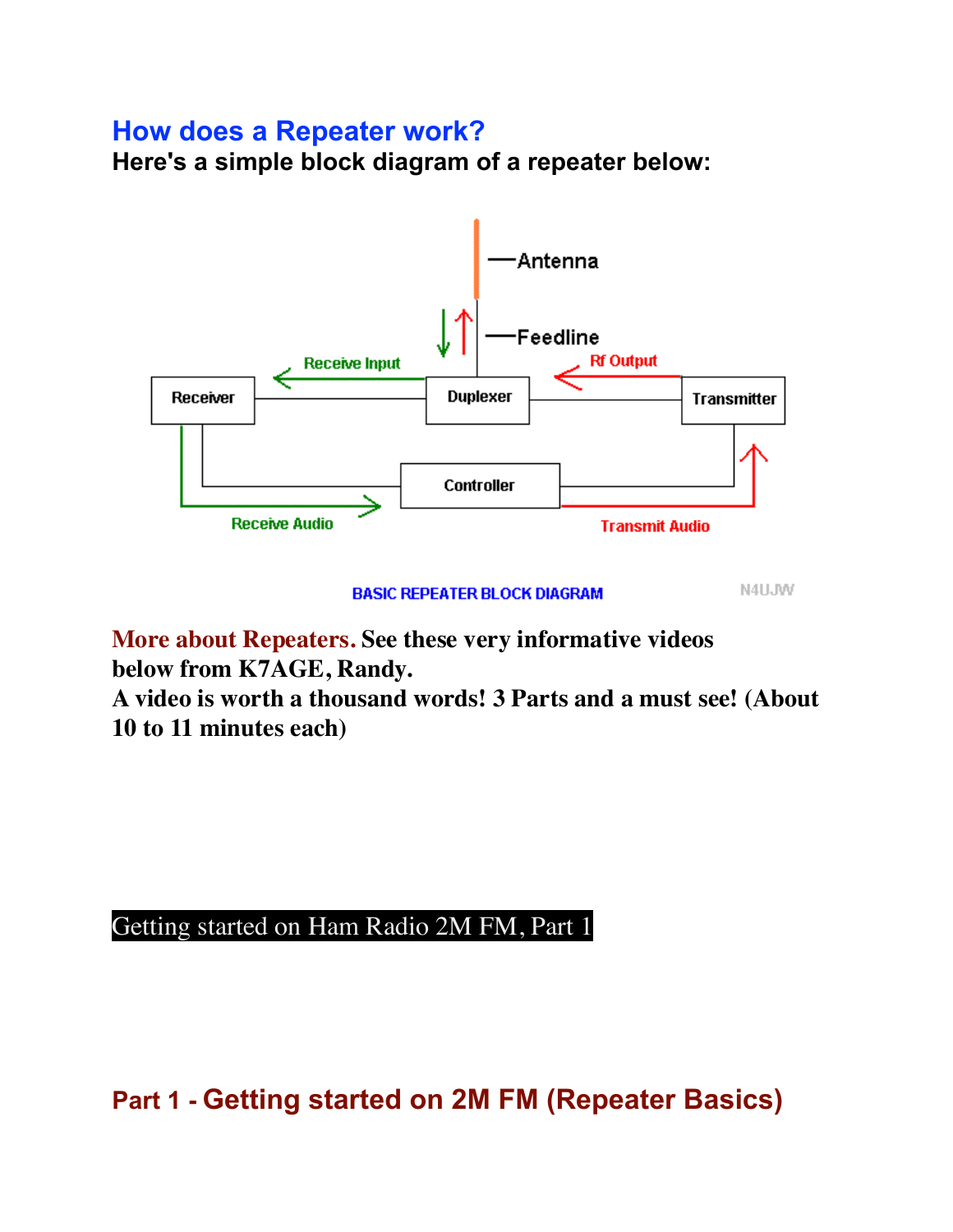# How does a Repeater work?

**Here's a simple block diagram of a repeater below:**

BASIC REPEATER BLOCK DIAGRAM

**More about Repeaters. See these very informative videos below from K7AGE, Randy.**
**A video is worth a thousand words! 3 Parts and a must see! (About 10 to 11 minutes each)**

Getting started on Ham Radio 2M FM, Part 1

## Part 1 - Getting started on 2M FM (Repeater Basics)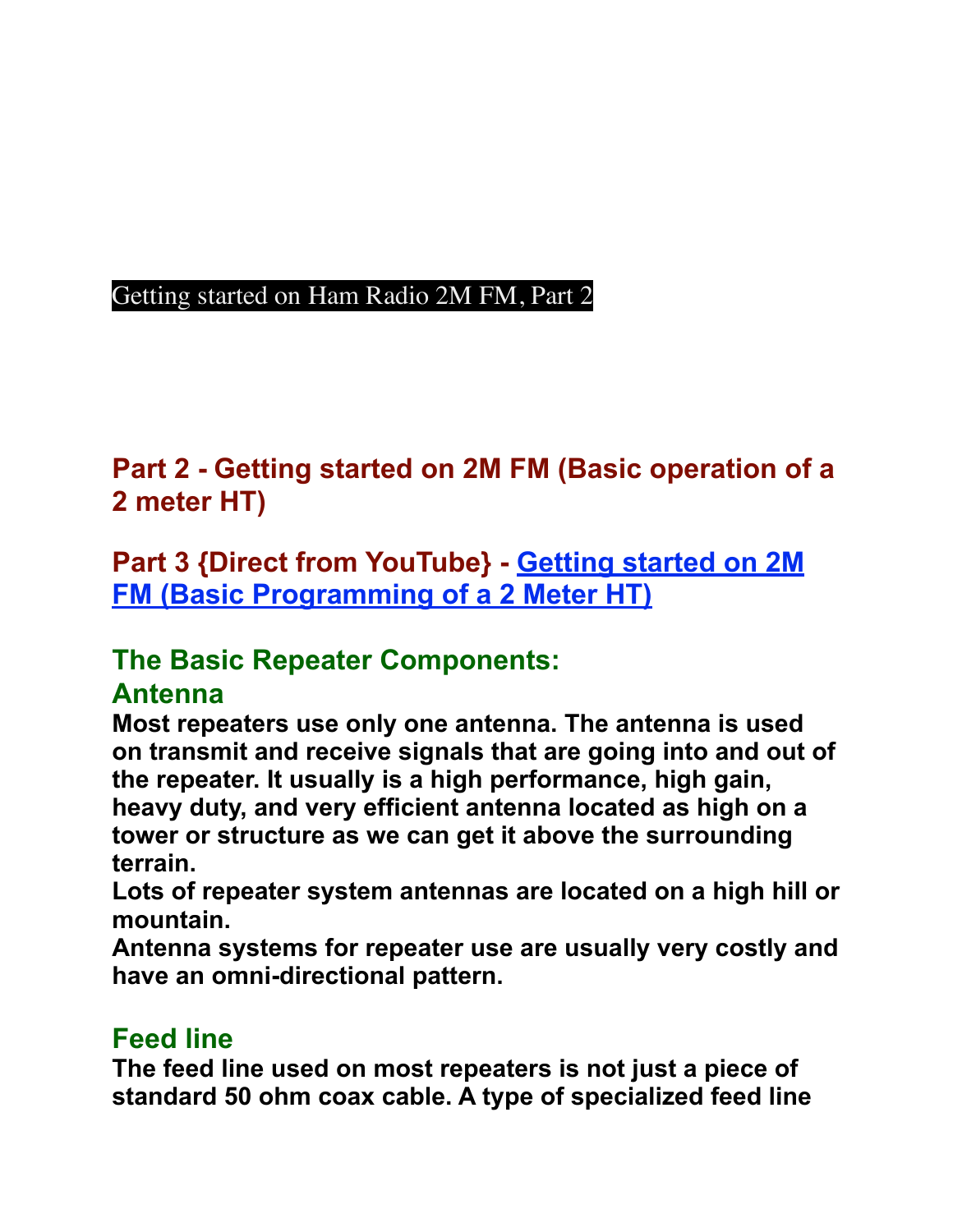Getting started on Ham Radio 2M FM, Part 2

## Part 2 - Getting started on 2M FM (Basic operation of a 2 meter HT)

## Part 3 {Direct from YouTube} - Getting started on 2M FM (Basic Programming of a 2 Meter HT)

### The Basic Repeater Components:

### Antenna

**Most repeaters use only one antenna. The antenna is used on transmit and receive signals that are going into and out of the repeater. It usually is a high performance, high gain, heavy duty, and very efficient antenna located as high on a tower or structure as we can get it above the surrounding terrain.**
**Lots of repeater system antennas are located on a high hill or mountain.**
**Antenna systems for repeater use are usually very costly and have an omni-directional pattern.**

### Feed line

**The feed line used on most repeaters is not just a piece of standard 50 ohm coax cable. A type of specialized feed line**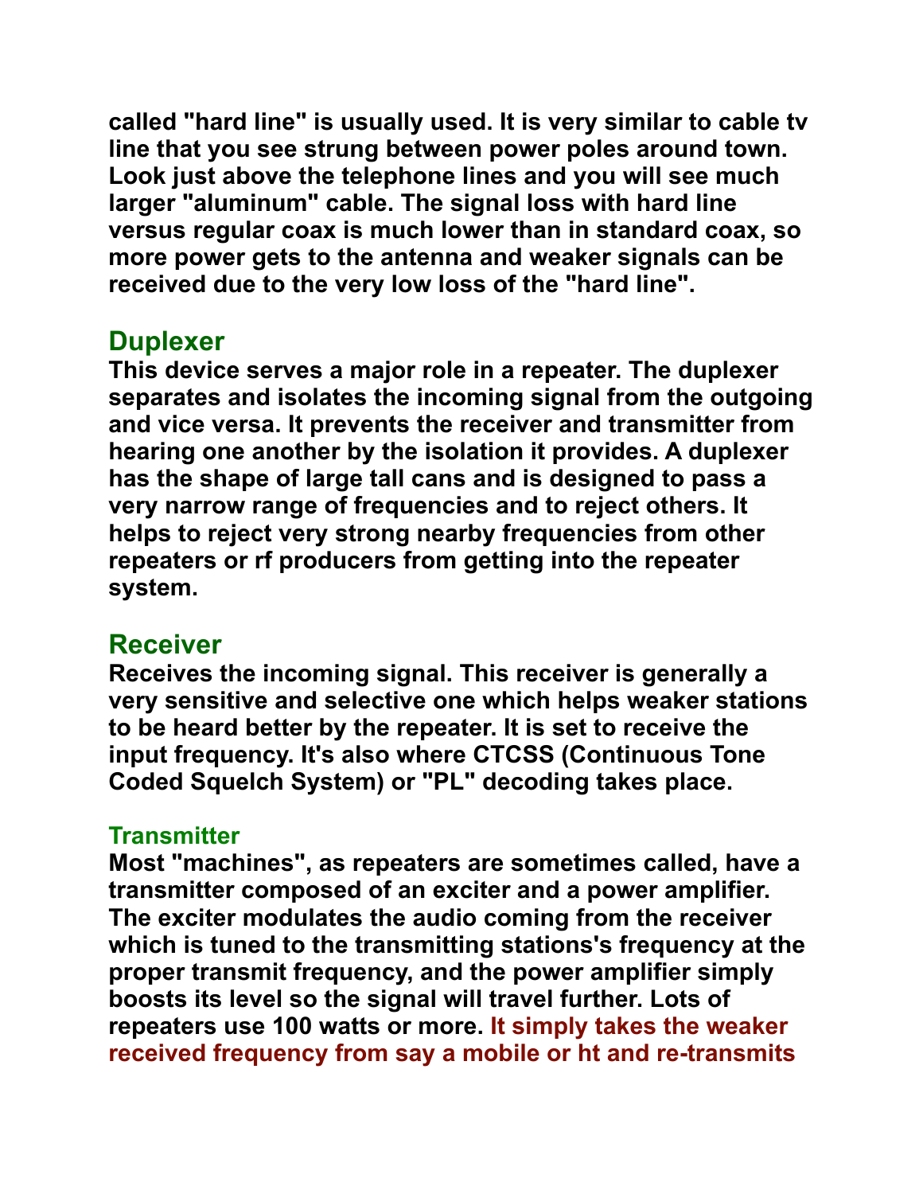**called "hard line" is usually used. It is very similar to cable tv line that you see strung between power poles around town. Look just above the telephone lines and you will see much larger "aluminum" cable. The signal loss with hard line versus regular coax is much lower than in standard coax, so more power gets to the antenna and weaker signals can be received due to the very low loss of the "hard line".**

## Duplexer

**This device serves a major role in a repeater. The duplexer separates and isolates the incoming signal from the outgoing and vice versa. It prevents the receiver and transmitter from hearing one another by the isolation it provides. A duplexer has the shape of large tall cans and is designed to pass a very narrow range of frequencies and to reject others. It helps to reject very strong nearby frequencies from other repeaters or rf producers from getting into the repeater system.**

## Receiver

**Receives the incoming signal. This receiver is generally a very sensitive and selective one which helps weaker stations to be heard better by the repeater. It is set to receive the input frequency. It's also where CTCSS (Continuous Tone Coded Squelch System) or "PL" decoding takes place.**

### Transmitter

**Most "machines", as repeaters are sometimes called, have a transmitter composed of an exciter and a power amplifier. The exciter modulates the audio coming from the receiver which is tuned to the transmitting stations's frequency at the proper transmit frequency, and the power amplifier simply boosts its level so the signal will travel further. Lots of repeaters use 100 watts or more. It simply takes the weaker received frequency from say a mobile or ht and re-transmits**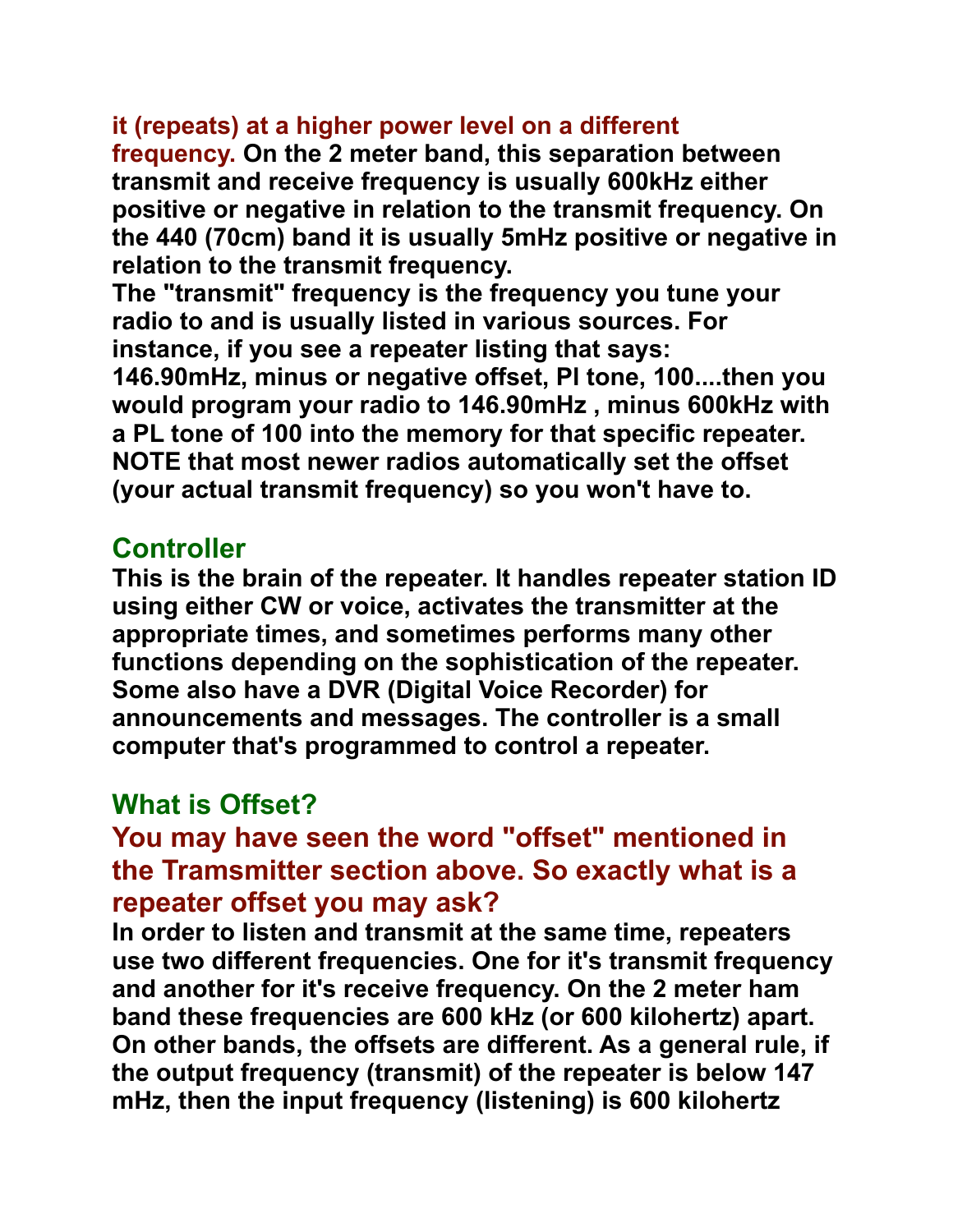**it (repeats) at a higher power level on a different frequency. On the 2 meter band, this separation between transmit and receive frequency is usually 600kHz either positive or negative in relation to the transmit frequency. On the 440 (70cm) band it is usually 5mHz positive or negative in relation to the transmit frequency.**

**The "transmit" frequency is the frequency you tune your radio to and is usually listed in various sources. For instance, if you see a repeater listing that says: 146.90mHz, minus or negative offset, Pl tone, 100....then you would program your radio to 146.90mHz , minus 600kHz with a PL tone of 100 into the memory for that specific repeater. NOTE that most newer radios automatically set the offset (your actual transmit frequency) so you won't have to.**

## Controller

**This is the brain of the repeater. It handles repeater station ID using either CW or voice, activates the transmitter at the appropriate times, and sometimes performs many other functions depending on the sophistication of the repeater. Some also have a DVR (Digital Voice Recorder) for announcements and messages. The controller is a small computer that's programmed to control a repeater.**

## What is Offset?

### You may have seen the word "offset" mentioned in the Tramsmitter section above. So exactly what is a repeater offset you may ask?

**In order to listen and transmit at the same time, repeaters use two different frequencies. One for it's transmit frequency and another for it's receive frequency. On the 2 meter ham band these frequencies are 600 kHz (or 600 kilohertz) apart. On other bands, the offsets are different. As a general rule, if the output frequency (transmit) of the repeater is below 147 mHz, then the input frequency (listening) is 600 kilohertz**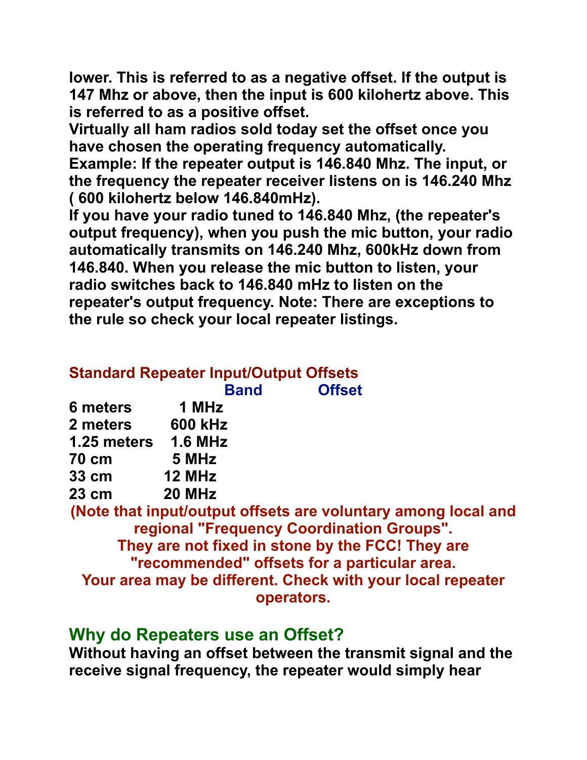**lower. This is referred to as a negative offset. If the output is 147 Mhz or above, then the input is 600 kilohertz above. This is referred to as a positive offset.**
**Virtually all ham radios sold today set the offset once you have chosen the operating frequency automatically.**
**Example: If the repeater output is 146.840 Mhz. The input, or the frequency the repeater receiver listens on is 146.240 Mhz ( 600 kilohertz below 146.840mHz).**
**If you have your radio tuned to 146.840 Mhz, (the repeater's output frequency), when you push the mic button, your radio automatically transmits on 146.240 Mhz, 600kHz down from 146.840. When you release the mic button to listen, your radio switches back to 146.840 mHz to listen on the repeater's output frequency. Note: There are exceptions to the rule so check your local repeater listings.**

**Standard Repeater Input/Output Offsets**

| Band | Offset |
|---|---|
| 6 meters | 1 MHz |
| 2 meters | 600 kHz |
| 1.25 meters | 1.6 MHz |
| 70 cm | 5 MHz |
| 33 cm | 12 MHz |
| 23 cm | 20 MHz |

**(Note that input/output offsets are voluntary among local and regional "Frequency Coordination Groups". They are not fixed in stone by the FCC! They are "recommended" offsets for a particular area. Your area may be different. Check with your local repeater operators.**

## Why do Repeaters use an Offset?

**Without having an offset between the transmit signal and the receive signal frequency, the repeater would simply hear**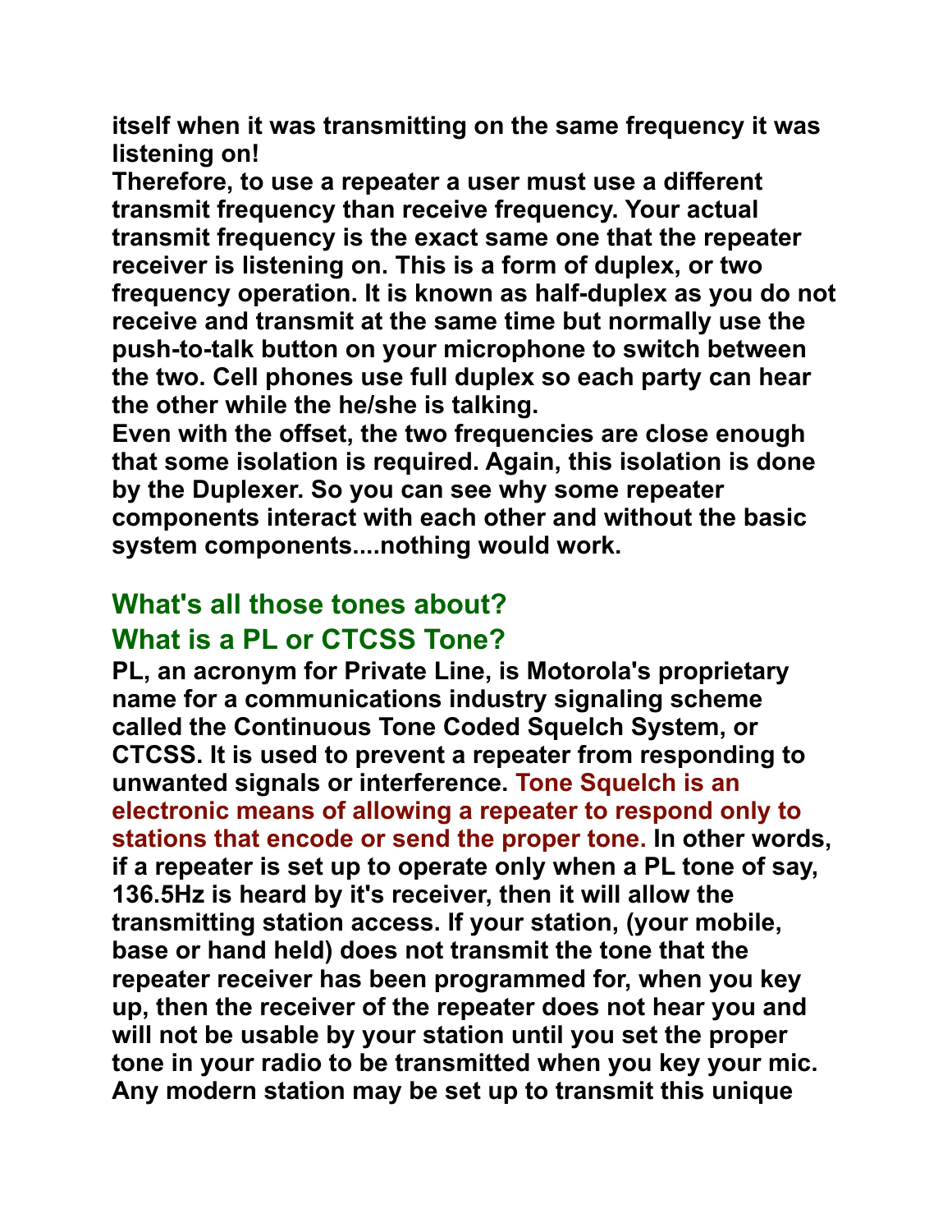**itself when it was transmitting on the same frequency it was listening on!**
**Therefore, to use a repeater a user must use a different transmit frequency than receive frequency. Your actual transmit frequency is the exact same one that the repeater receiver is listening on. This is a form of duplex, or two frequency operation. It is known as half-duplex as you do not receive and transmit at the same time but normally use the push-to-talk button on your microphone to switch between the two. Cell phones use full duplex so each party can hear the other while the he/she is talking.**
**Even with the offset, the two frequencies are close enough that some isolation is required. Again, this isolation is done by the Duplexer. So you can see why some repeater components interact with each other and without the basic system components....nothing would work.**

## What's all those tones about?

## What is a PL or CTCSS Tone?

**PL, an acronym for Private Line, is Motorola's proprietary name for a communications industry signaling scheme called the Continuous Tone Coded Squelch System, or CTCSS. It is used to prevent a repeater from responding to unwanted signals or interference. Tone Squelch is an electronic means of allowing a repeater to respond only to stations that encode or send the proper tone. In other words, if a repeater is set up to operate only when a PL tone of say, 136.5Hz is heard by it's receiver, then it will allow the transmitting station access. If your station, (your mobile, base or hand held) does not transmit the tone that the repeater receiver has been programmed for, when you key up, then the receiver of the repeater does not hear you and will not be usable by your station until you set the proper tone in your radio to be transmitted when you key your mic. Any modern station may be set up to transmit this unique**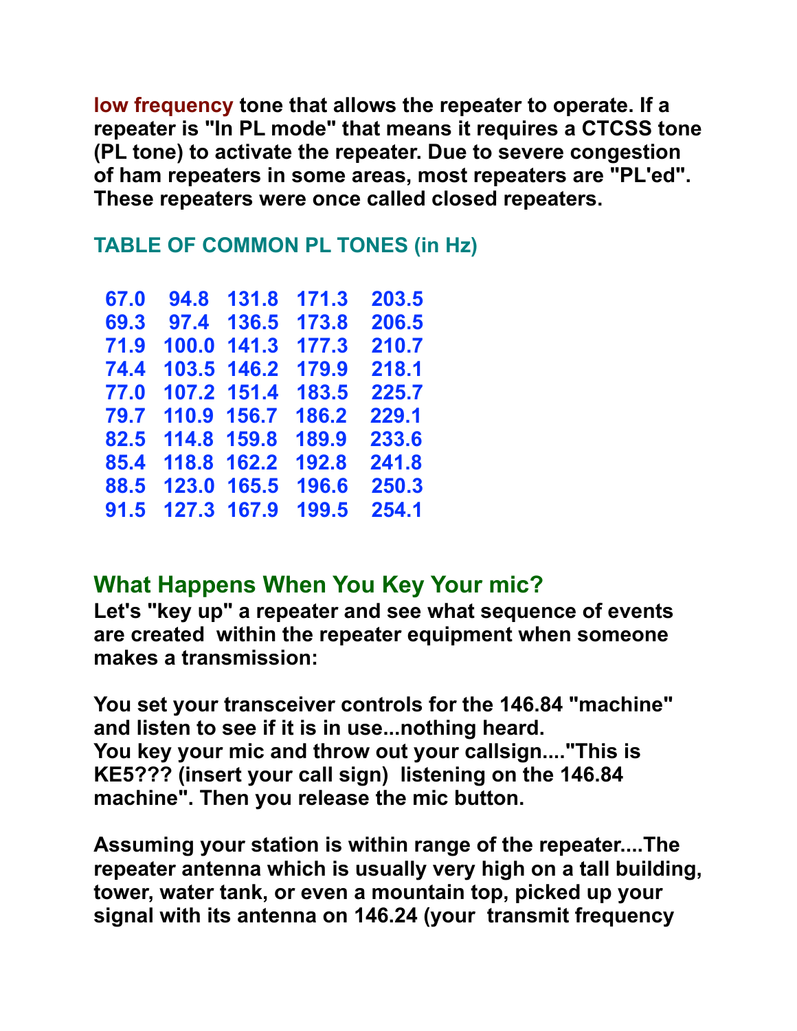**low frequency** tone that allows the repeater to operate. If a repeater is "In PL mode" that means it requires a CTCSS tone (PL tone) to activate the repeater. Due to severe congestion of ham repeaters in some areas, most repeaters are "PL'ed". These repeaters were once called closed repeaters.

**TABLE OF COMMON PL TONES (in Hz)**

| | | | | |
|---|---|---|---|---|
| 67.0 | 94.8 | 131.8 | 171.3 | 203.5 |
| 69.3 | 97.4 | 136.5 | 173.8 | 206.5 |
| 71.9 | 100.0 | 141.3 | 177.3 | 210.7 |
| 74.4 | 103.5 | 146.2 | 179.9 | 218.1 |
| 77.0 | 107.2 | 151.4 | 183.5 | 225.7 |
| 79.7 | 110.9 | 156.7 | 186.2 | 229.1 |
| 82.5 | 114.8 | 159.8 | 189.9 | 233.6 |
| 85.4 | 118.8 | 162.2 | 192.8 | 241.8 |
| 88.5 | 123.0 | 165.5 | 196.6 | 250.3 |
| 91.5 | 127.3 | 167.9 | 199.5 | 254.1 |

## What Happens When You Key Your mic?

Let's "key up" a repeater and see what sequence of events are created within the repeater equipment when someone makes a transmission:

You set your transceiver controls for the 146.84 "machine" and listen to see if it is in use...nothing heard.
You key your mic and throw out your callsign...."This is KE5??? (insert your call sign) listening on the 146.84 machine". Then you release the mic button.

Assuming your station is within range of the repeater....The repeater antenna which is usually very high on a tall building, tower, water tank, or even a mountain top, picked up your signal with its antenna on 146.24 (your transmit frequency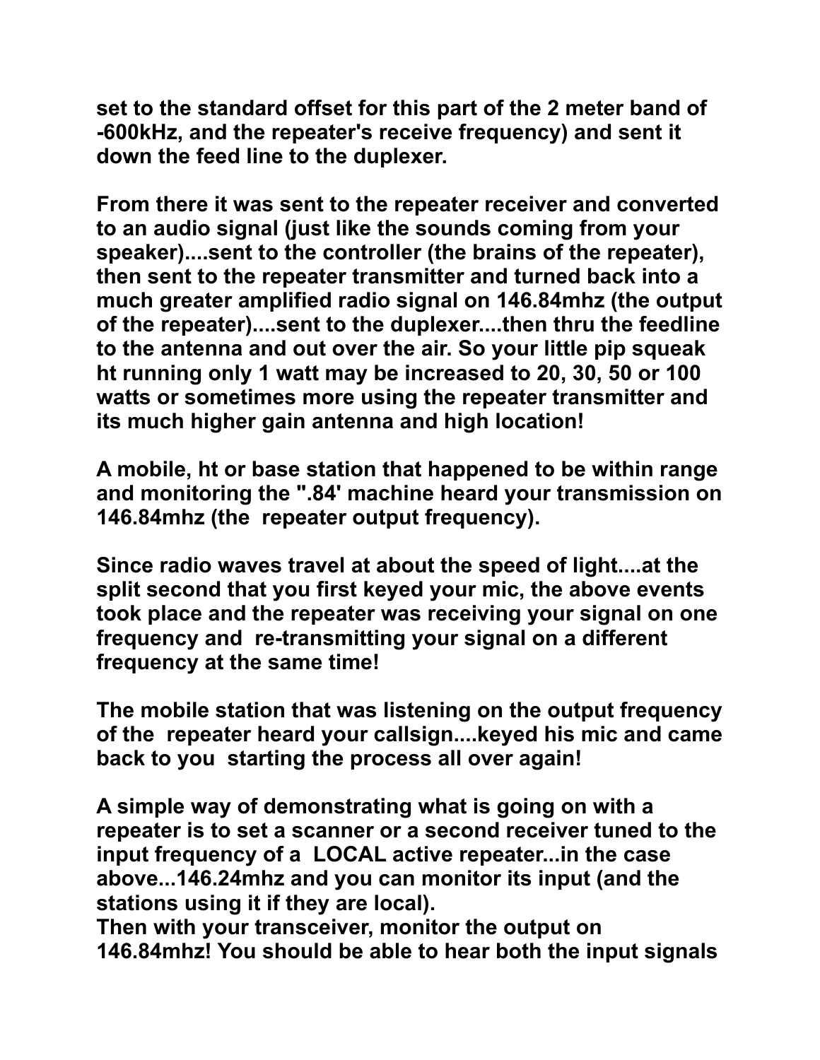**set to the standard offset for this part of the 2 meter band of -600kHz, and the repeater's receive frequency) and sent it down the feed line to the duplexer.**

**From there it was sent to the repeater receiver and converted to an audio signal (just like the sounds coming from your speaker)....sent to the controller (the brains of the repeater), then sent to the repeater transmitter and turned back into a much greater amplified radio signal on 146.84mhz (the output of the repeater)....sent to the duplexer....then thru the feedline to the antenna and out over the air. So your little pip squeak ht running only 1 watt may be increased to 20, 30, 50 or 100 watts or sometimes more using the repeater transmitter and its much higher gain antenna and high location!**

**A mobile, ht or base station that happened to be within range and monitoring the ".84' machine heard your transmission on 146.84mhz (the repeater output frequency).**

**Since radio waves travel at about the speed of light....at the split second that you first keyed your mic, the above events took place and the repeater was receiving your signal on one frequency and re-transmitting your signal on a different frequency at the same time!**

**The mobile station that was listening on the output frequency of the repeater heard your callsign....keyed his mic and came back to you starting the process all over again!**

**A simple way of demonstrating what is going on with a repeater is to set a scanner or a second receiver tuned to the input frequency of a LOCAL active repeater...in the case above...146.24mhz and you can monitor its input (and the stations using it if they are local).**
**Then with your transceiver, monitor the output on 146.84mhz! You should be able to hear both the input signals**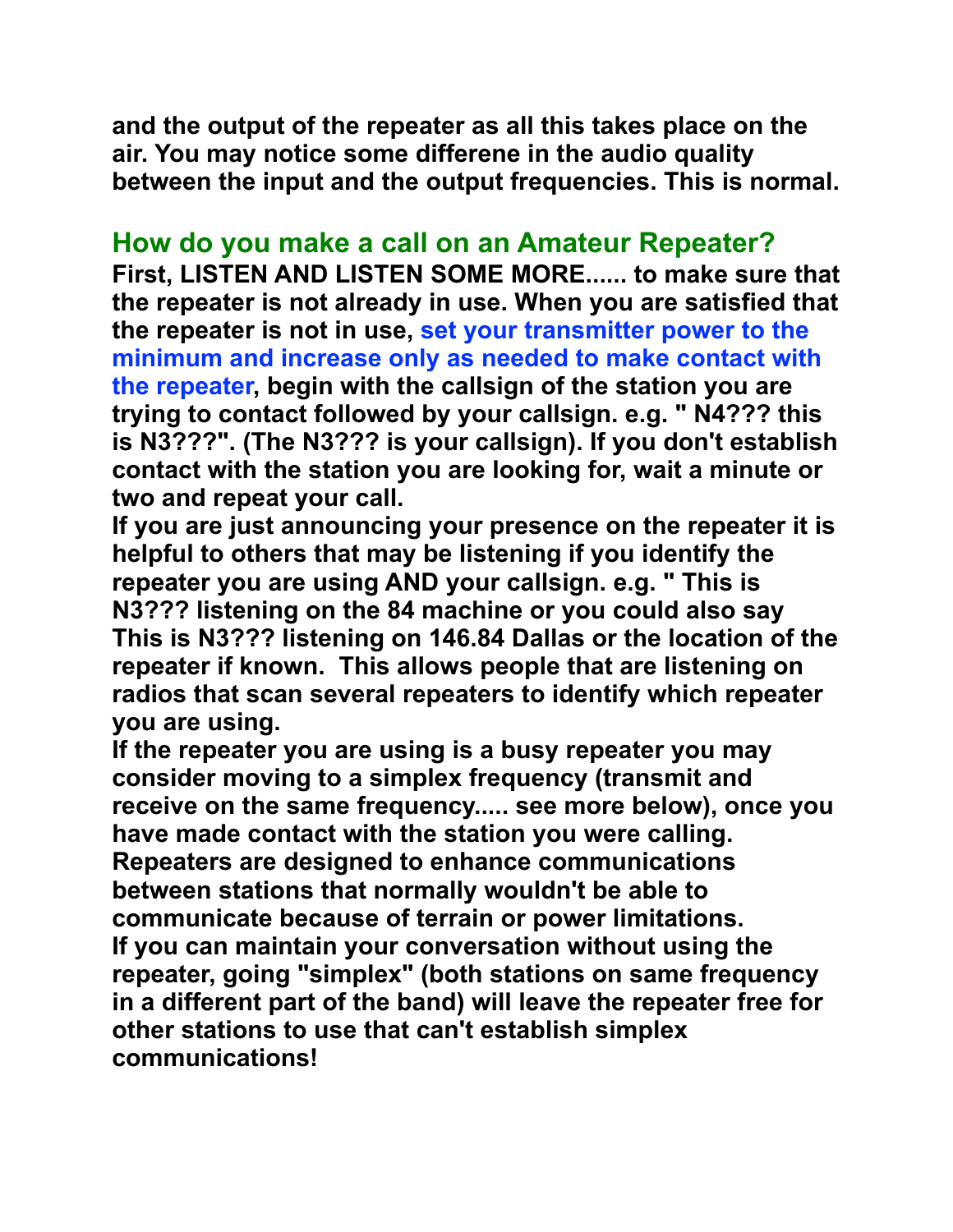**and the output of the repeater as all this takes place on the air. You may notice some differene in the audio quality between the input and the output frequencies. This is normal.**

## How do you make a call on an Amateur Repeater?

**First, LISTEN AND LISTEN SOME MORE...... to make sure that the repeater is not already in use. When you are satisfied that the repeater is not in use, set your transmitter power to the minimum and increase only as needed to make contact with the repeater, begin with the callsign of the station you are trying to contact followed by your callsign. e.g. " N4??? this is N3???". (The N3??? is your callsign). If you don't establish contact with the station you are looking for, wait a minute or two and repeat your call.**

**If you are just announcing your presence on the repeater it is helpful to others that may be listening if you identify the repeater you are using AND your callsign. e.g. " This is N3??? listening on the 84 machine or you could also say This is N3??? listening on 146.84 Dallas or the location of the repeater if known. This allows people that are listening on radios that scan several repeaters to identify which repeater you are using.**

**If the repeater you are using is a busy repeater you may consider moving to a simplex frequency (transmit and receive on the same frequency..... see more below), once you have made contact with the station you were calling. Repeaters are designed to enhance communications between stations that normally wouldn't be able to communicate because of terrain or power limitations. If you can maintain your conversation without using the repeater, going "simplex" (both stations on same frequency in a different part of the band) will leave the repeater free for other stations to use that can't establish simplex communications!**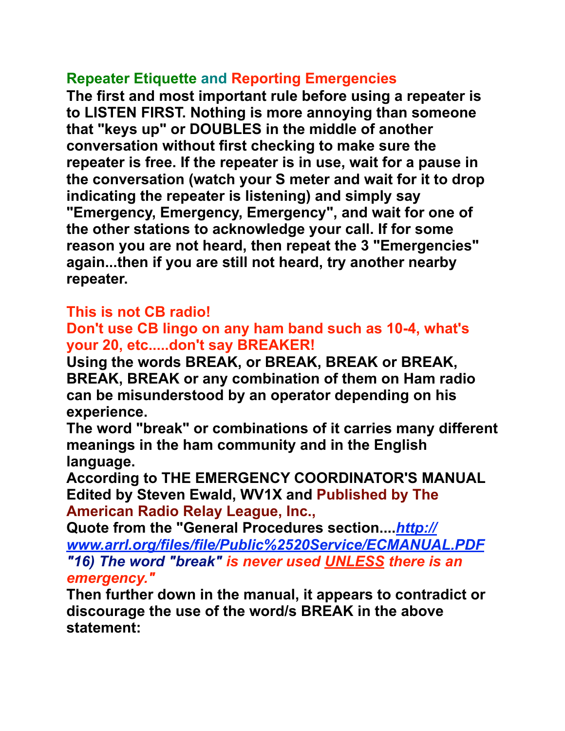## Repeater Etiquette and Reporting Emergencies

**The first and most important rule before using a repeater is to LISTEN FIRST. Nothing is more annoying than someone that "keys up" or DOUBLES in the middle of another conversation without first checking to make sure the repeater is free. If the repeater is in use, wait for a pause in the conversation (watch your S meter and wait for it to drop indicating the repeater is listening) and simply say "Emergency, Emergency, Emergency", and wait for one of the other stations to acknowledge your call. If for some reason you are not heard, then repeat the 3 "Emergencies" again...then if you are still not heard, try another nearby repeater.**

**This is not CB radio!**

**Don't use CB lingo on any ham band such as 10-4, what's your 20, etc.....don't say BREAKER!**

**Using the words BREAK, or BREAK, BREAK or BREAK, BREAK, BREAK or any combination of them on Ham radio can be misunderstood by an operator depending on his experience.**

**The word "break" or combinations of it carries many different meanings in the ham community and in the English language.**

**According to THE EMERGENCY COORDINATOR'S MANUAL Edited by Steven Ewald, WV1X and Published by The American Radio Relay League, Inc.,**

**Quote from the "General Procedures section....*http://www.arrl.org/files/file/Public%2520Service/ECMANUAL.PDF***

***"16) The word "break" is never used UNLESS there is an emergency."***

**Then further down in the manual, it appears to contradict or discourage the use of the word/s BREAK in the above statement:**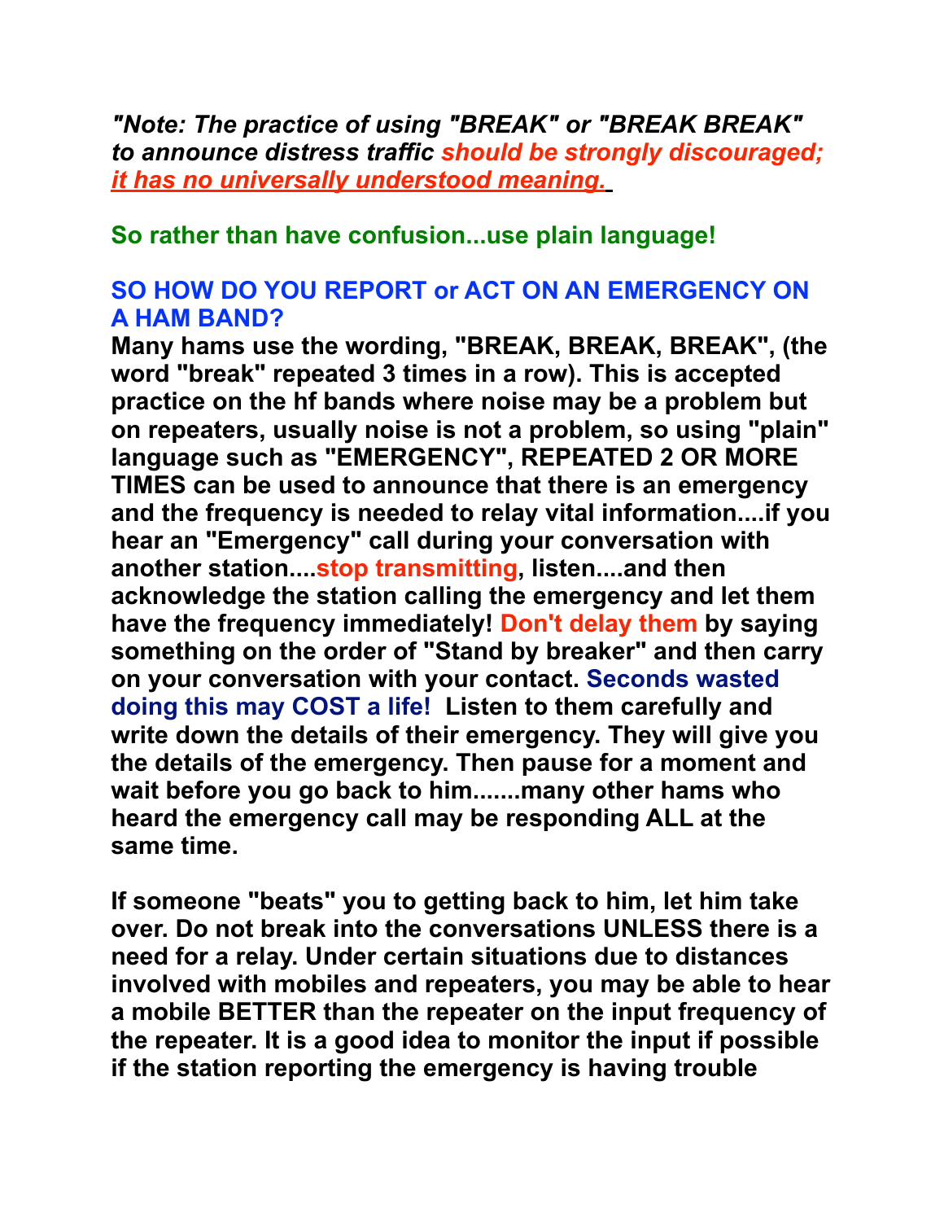*"Note: The practice of using "BREAK" or "BREAK BREAK" to announce distress traffic should be strongly discouraged; it has no universally understood meaning.*

**So rather than have confusion...use plain language!**

**SO HOW DO YOU REPORT or ACT ON AN EMERGENCY ON A HAM BAND?**

**Many hams use the wording, "BREAK, BREAK, BREAK", (the word "break" repeated 3 times in a row). This is accepted practice on the hf bands where noise may be a problem but on repeaters, usually noise is not a problem, so using "plain" language such as "EMERGENCY", REPEATED 2 OR MORE TIMES can be used to announce that there is an emergency and the frequency is needed to relay vital information....if you hear an "Emergency" call during your conversation with another station....stop transmitting, listen....and then acknowledge the station calling the emergency and let them have the frequency immediately! Don't delay them by saying something on the order of "Stand by breaker" and then carry on your conversation with your contact. Seconds wasted doing this may COST a life! Listen to them carefully and write down the details of their emergency. They will give you the details of the emergency. Then pause for a moment and wait before you go back to him.......many other hams who heard the emergency call may be responding ALL at the same time.**

**If someone "beats" you to getting back to him, let him take over. Do not break into the conversations UNLESS there is a need for a relay. Under certain situations due to distances involved with mobiles and repeaters, you may be able to hear a mobile BETTER than the repeater on the input frequency of the repeater. It is a good idea to monitor the input if possible if the station reporting the emergency is having trouble**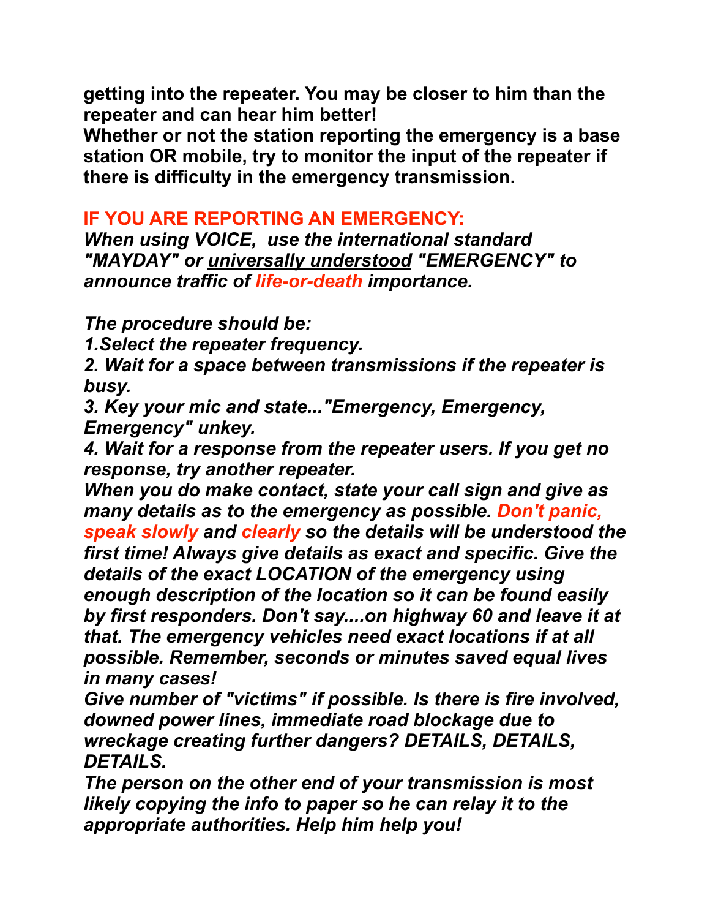**getting into the repeater. You may be closer to him than the repeater and can hear him better!**
**Whether or not the station reporting the emergency is a base station OR mobile, try to monitor the input of the repeater if there is difficulty in the emergency transmission.**

## IF YOU ARE REPORTING AN EMERGENCY:

***When using VOICE, use the international standard "MAYDAY" or <u>universally understood</u> "EMERGENCY" to announce traffic of life-or-death importance.***

***The procedure should be:***
***1.Select the repeater frequency.***
***2. Wait for a space between transmissions if the repeater is busy.***
***3. Key your mic and state..."Emergency, Emergency, Emergency" unkey.***
***4. Wait for a response from the repeater users. If you get no response, try another repeater.***
***When you do make contact, state your call sign and give as many details as to the emergency as possible. Don't panic, speak slowly and clearly so the details will be understood the first time! Always give details as exact and specific. Give the details of the exact LOCATION of the emergency using enough description of the location so it can be found easily by first responders. Don't say....on highway 60 and leave it at that. The emergency vehicles need exact locations if at all possible. Remember, seconds or minutes saved equal lives in many cases!***
***Give number of "victims" if possible. Is there is fire involved, downed power lines, immediate road blockage due to wreckage creating further dangers? DETAILS, DETAILS, DETAILS.***
***The person on the other end of your transmission is most likely copying the info to paper so he can relay it to the appropriate authorities. Help him help you!***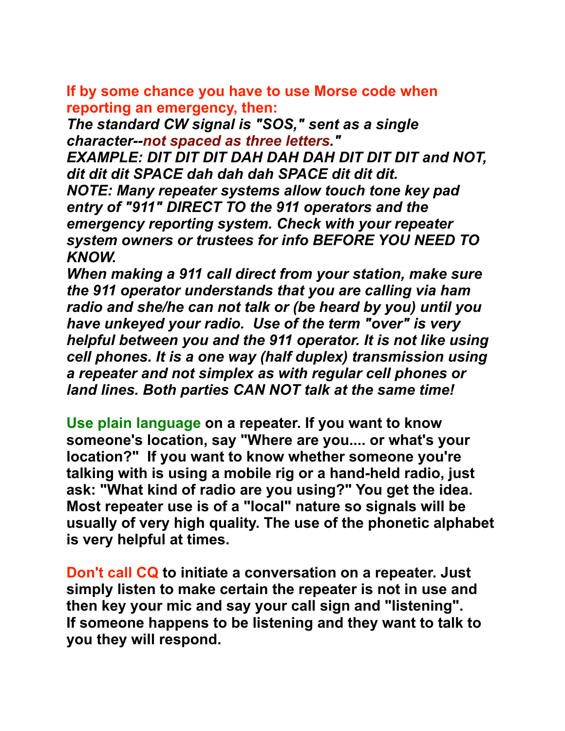**If by some chance you have to use Morse code when reporting an emergency, then:**

***The standard CW signal is "SOS," sent as a single character--not spaced as three letters."***

***EXAMPLE: DIT DIT DIT DAH DAH DAH DIT DIT DIT and NOT, dit dit dit SPACE dah dah dah SPACE dit dit dit.***

***NOTE: Many repeater systems allow touch tone key pad entry of "911" DIRECT TO the 911 operators and the emergency reporting system. Check with your repeater system owners or trustees for info BEFORE YOU NEED TO KNOW.***

***When making a 911 call direct from your station, make sure the 911 operator understands that you are calling via ham radio and she/he can not talk or (be heard by you) until you have unkeyed your radio. Use of the term "over" is very helpful between you and the 911 operator. It is not like using cell phones. It is a one way (half duplex) transmission using a repeater and not simplex as with regular cell phones or land lines. Both parties CAN NOT talk at the same time!***

**Use plain language on a repeater. If you want to know someone's location, say "Where are you.... or what's your location?" If you want to know whether someone you're talking with is using a mobile rig or a hand-held radio, just ask: "What kind of radio are you using?" You get the idea. Most repeater use is of a "local" nature so signals will be usually of very high quality. The use of the phonetic alphabet is very helpful at times.**

**Don't call CQ to initiate a conversation on a repeater. Just simply listen to make certain the repeater is not in use and then key your mic and say your call sign and "listening". If someone happens to be listening and they want to talk to you they will respond.**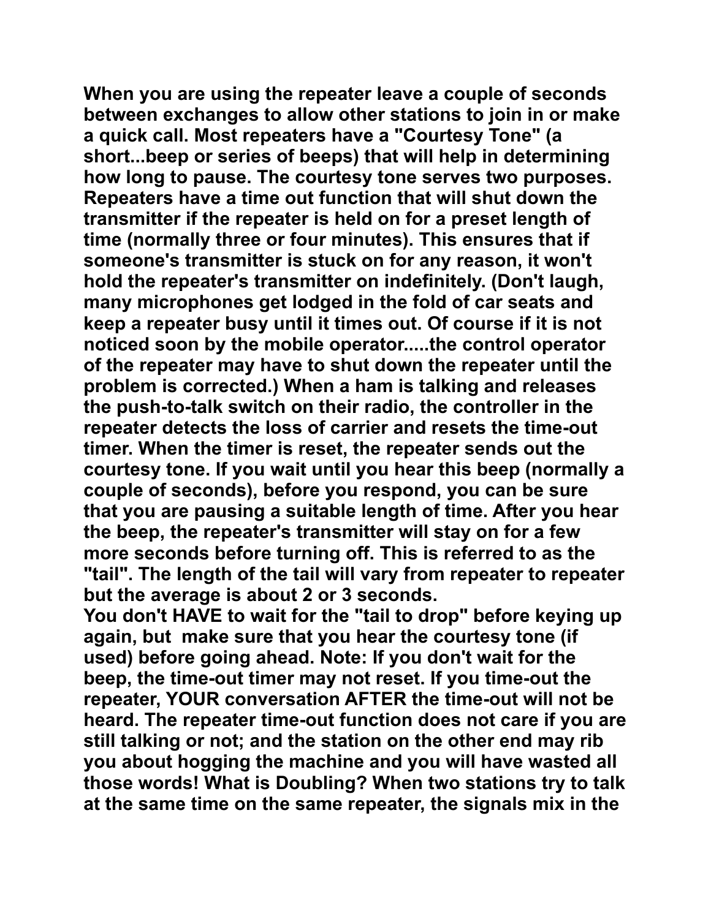**When you are using the repeater leave a couple of seconds between exchanges to allow other stations to join in or make a quick call. Most repeaters have a "Courtesy Tone" (a short...beep or series of beeps) that will help in determining how long to pause. The courtesy tone serves two purposes. Repeaters have a time out function that will shut down the transmitter if the repeater is held on for a preset length of time (normally three or four minutes). This ensures that if someone's transmitter is stuck on for any reason, it won't hold the repeater's transmitter on indefinitely. (Don't laugh, many microphones get lodged in the fold of car seats and keep a repeater busy until it times out. Of course if it is not noticed soon by the mobile operator.....the control operator of the repeater may have to shut down the repeater until the problem is corrected.) When a ham is talking and releases the push-to-talk switch on their radio, the controller in the repeater detects the loss of carrier and resets the time-out timer. When the timer is reset, the repeater sends out the courtesy tone. If you wait until you hear this beep (normally a couple of seconds), before you respond, you can be sure that you are pausing a suitable length of time. After you hear the beep, the repeater's transmitter will stay on for a few more seconds before turning off. This is referred to as the "tail". The length of the tail will vary from repeater to repeater but the average is about 2 or 3 seconds.**

**You don't HAVE to wait for the "tail to drop" before keying up again, but make sure that you hear the courtesy tone (if used) before going ahead. Note: If you don't wait for the beep, the time-out timer may not reset. If you time-out the repeater, YOUR conversation AFTER the time-out will not be heard. The repeater time-out function does not care if you are still talking or not; and the station on the other end may rib you about hogging the machine and you will have wasted all those words! What is Doubling? When two stations try to talk at the same time on the same repeater, the signals mix in the**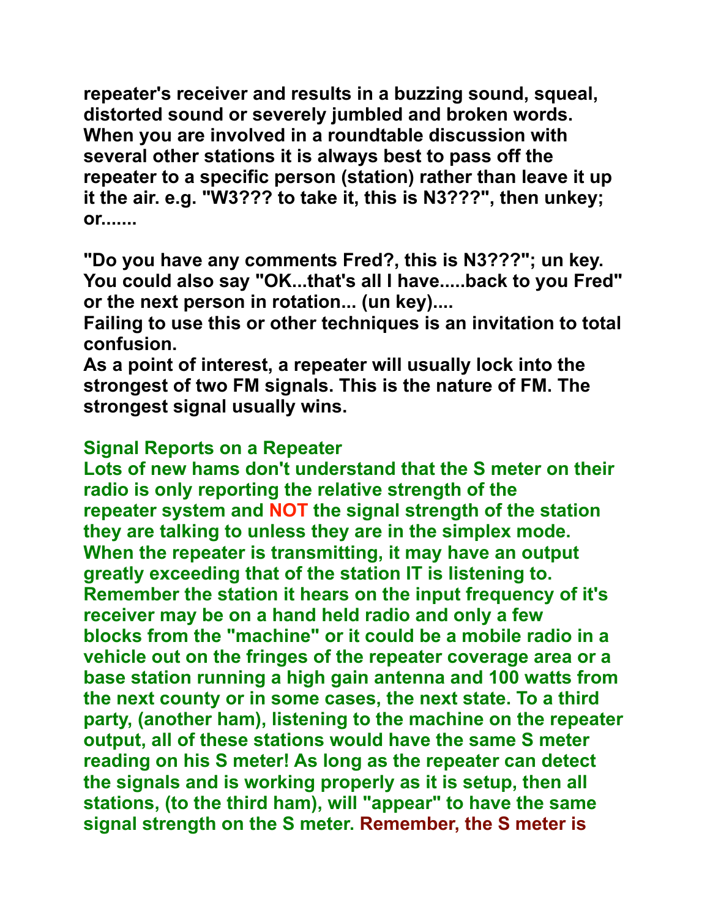**repeater's receiver and results in a buzzing sound, squeal, distorted sound or severely jumbled and broken words. When you are involved in a roundtable discussion with several other stations it is always best to pass off the repeater to a specific person (station) rather than leave it up it the air. e.g. "W3??? to take it, this is N3???", then unkey; or.......**

**"Do you have any comments Fred?, this is N3???"; un key. You could also say "OK...that's all I have.....back to you Fred" or the next person in rotation... (un key)....**
**Failing to use this or other techniques is an invitation to total confusion.**
**As a point of interest, a repeater will usually lock into the strongest of two FM signals. This is the nature of FM. The strongest signal usually wins.**

**Signal Reports on a Repeater**
**Lots of new hams don't understand that the S meter on their radio is only reporting the relative strength of the repeater system and NOT the signal strength of the station they are talking to unless they are in the simplex mode. When the repeater is transmitting, it may have an output greatly exceeding that of the station IT is listening to. Remember the station it hears on the input frequency of it's receiver may be on a hand held radio and only a few blocks from the "machine" or it could be a mobile radio in a vehicle out on the fringes of the repeater coverage area or a base station running a high gain antenna and 100 watts from the next county or in some cases, the next state. To a third party, (another ham), listening to the machine on the repeater output, all of these stations would have the same S meter reading on his S meter! As long as the repeater can detect the signals and is working properly as it is setup, then all stations, (to the third ham), will "appear" to have the same signal strength on the S meter. Remember, the S meter is**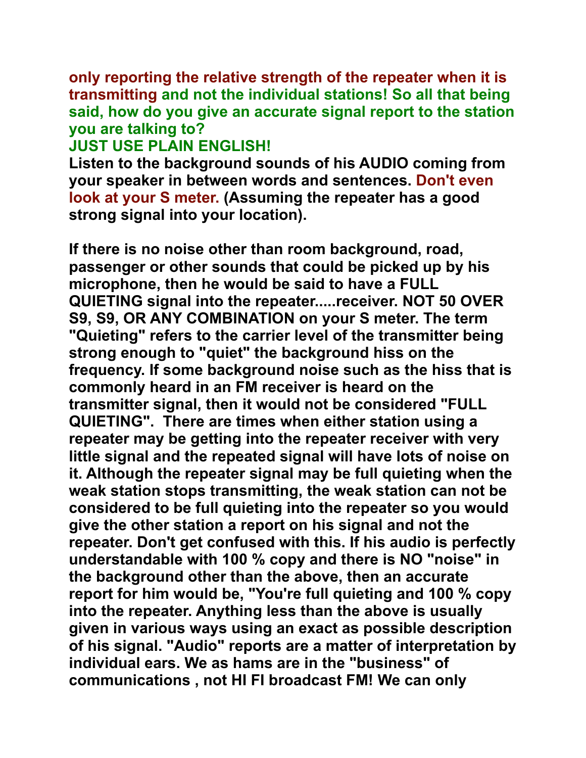**only reporting the relative strength of the repeater when it is transmitting and not the individual stations! So all that being said, how do you give an accurate signal report to the station you are talking to?**

**JUST USE PLAIN ENGLISH!**

**Listen to the background sounds of his AUDIO coming from your speaker in between words and sentences. Don't even look at your S meter. (Assuming the repeater has a good strong signal into your location).**

**If there is no noise other than room background, road, passenger or other sounds that could be picked up by his microphone, then he would be said to have a FULL QUIETING signal into the repeater.....receiver. NOT 50 OVER S9, S9, OR ANY COMBINATION on your S meter. The term "Quieting" refers to the carrier level of the transmitter being strong enough to "quiet" the background hiss on the frequency. If some background noise such as the hiss that is commonly heard in an FM receiver is heard on the transmitter signal, then it would not be considered "FULL QUIETING". There are times when either station using a repeater may be getting into the repeater receiver with very little signal and the repeated signal will have lots of noise on it. Although the repeater signal may be full quieting when the weak station stops transmitting, the weak station can not be considered to be full quieting into the repeater so you would give the other station a report on his signal and not the repeater. Don't get confused with this. If his audio is perfectly understandable with 100 % copy and there is NO "noise" in the background other than the above, then an accurate report for him would be, "You're full quieting and 100 % copy into the repeater. Anything less than the above is usually given in various ways using an exact as possible description of his signal. "Audio" reports are a matter of interpretation by individual ears. We as hams are in the "business" of communications , not HI FI broadcast FM! We can only**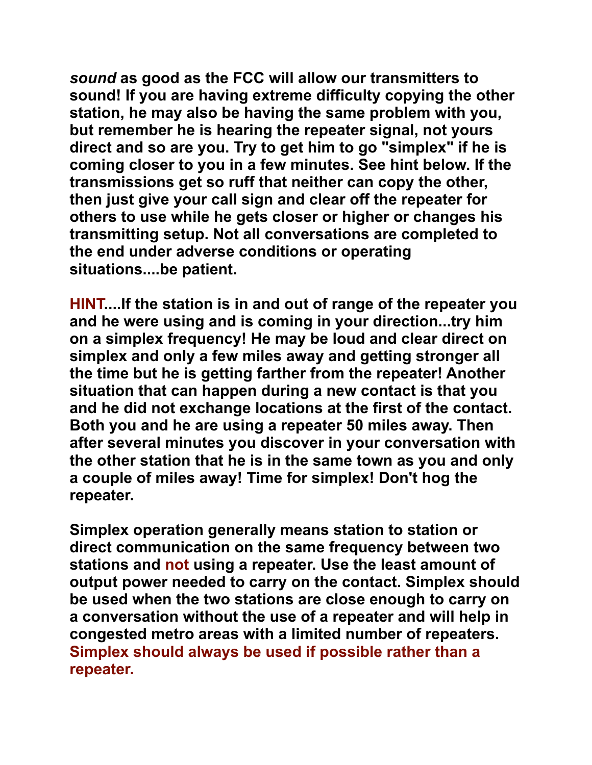***sound* as good as the FCC will allow our transmitters to sound! If you are having extreme difficulty copying the other station, he may also be having the same problem with you, but remember he is hearing the repeater signal, not yours direct and so are you. Try to get him to go "simplex" if he is coming closer to you in a few minutes. See hint below. If the transmissions get so ruff that neither can copy the other, then just give your call sign and clear off the repeater for others to use while he gets closer or higher or changes his transmitting setup. Not all conversations are completed to the end under adverse conditions or operating situations....be patient.**

**HINT....If the station is in and out of range of the repeater you and he were using and is coming in your direction...try him on a simplex frequency! He may be loud and clear direct on simplex and only a few miles away and getting stronger all the time but he is getting farther from the repeater! Another situation that can happen during a new contact is that you and he did not exchange locations at the first of the contact. Both you and he are using a repeater 50 miles away. Then after several minutes you discover in your conversation with the other station that he is in the same town as you and only a couple of miles away! Time for simplex! Don't hog the repeater.**

**Simplex operation generally means station to station or direct communication on the same frequency between two stations and not using a repeater. Use the least amount of output power needed to carry on the contact. Simplex should be used when the two stations are close enough to carry on a conversation without the use of a repeater and will help in congested metro areas with a limited number of repeaters. Simplex should always be used if possible rather than a repeater.**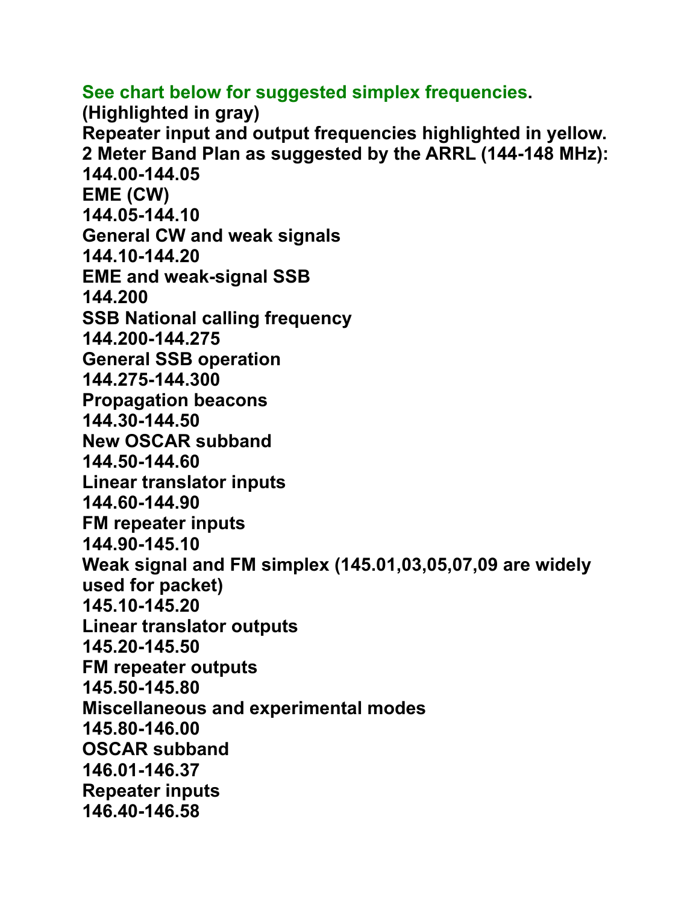**See chart below for suggested simplex frequencies.**
**(Highlighted in gray)**
**Repeater input and output frequencies highlighted in yellow.**
**2 Meter Band Plan as suggested by the ARRL (144-148 MHz):**

**144.00-144.05**
**EME (CW)**
**144.05-144.10**
**General CW and weak signals**
**144.10-144.20**
**EME and weak-signal SSB**
**144.200**
**SSB National calling frequency**
**144.200-144.275**
**General SSB operation**
**144.275-144.300**
**Propagation beacons**
**144.30-144.50**
**New OSCAR subband**
**144.50-144.60**
**Linear translator inputs**
**144.60-144.90**
**FM repeater inputs**
**144.90-145.10**
**Weak signal and FM simplex (145.01,03,05,07,09 are widely used for packet)**
**145.10-145.20**
**Linear translator outputs**
**145.20-145.50**
**FM repeater outputs**
**145.50-145.80**
**Miscellaneous and experimental modes**
**145.80-146.00**
**OSCAR subband**
**146.01-146.37**
**Repeater inputs**
**146.40-146.58**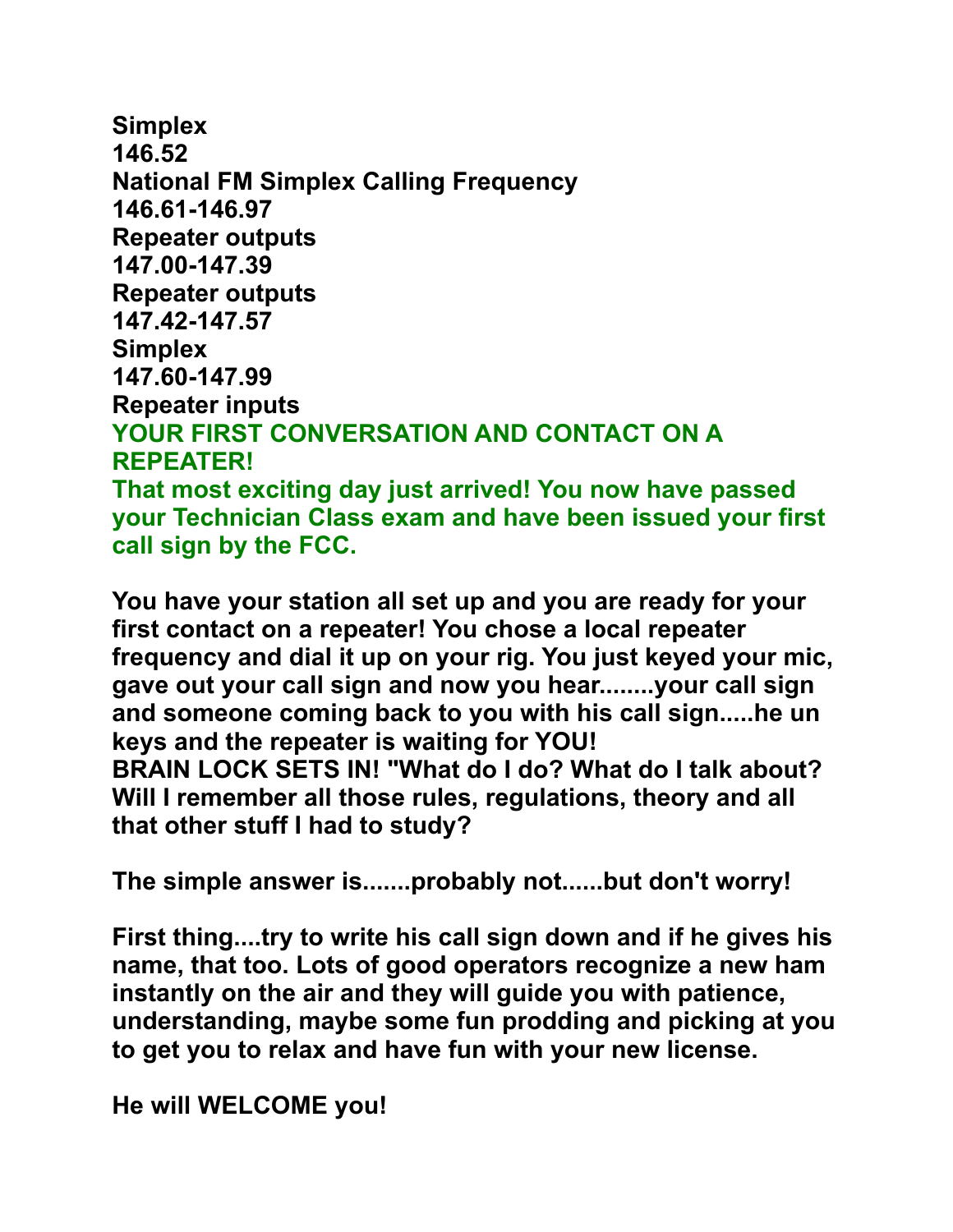**Simplex**
**146.52**
**National FM Simplex Calling Frequency**
**146.61-146.97**
**Repeater outputs**
**147.00-147.39**
**Repeater outputs**
**147.42-147.57**
**Simplex**
**147.60-147.99**
**Repeater inputs**

## YOUR FIRST CONVERSATION AND CONTACT ON A REPEATER!

**That most exciting day just arrived! You now have passed your Technician Class exam and have been issued your first call sign by the FCC.**

**You have your station all set up and you are ready for your first contact on a repeater! You chose a local repeater frequency and dial it up on your rig. You just keyed your mic, gave out your call sign and now you hear........your call sign and someone coming back to you with his call sign.....he un keys and the repeater is waiting for YOU!**
**BRAIN LOCK SETS IN! "What do I do? What do I talk about? Will I remember all those rules, regulations, theory and all that other stuff I had to study?**

**The simple answer is.......probably not......but don't worry!**

**First thing....try to write his call sign down and if he gives his name, that too. Lots of good operators recognize a new ham instantly on the air and they will guide you with patience, understanding, maybe some fun prodding and picking at you to get you to relax and have fun with your new license.**

**He will WELCOME you!**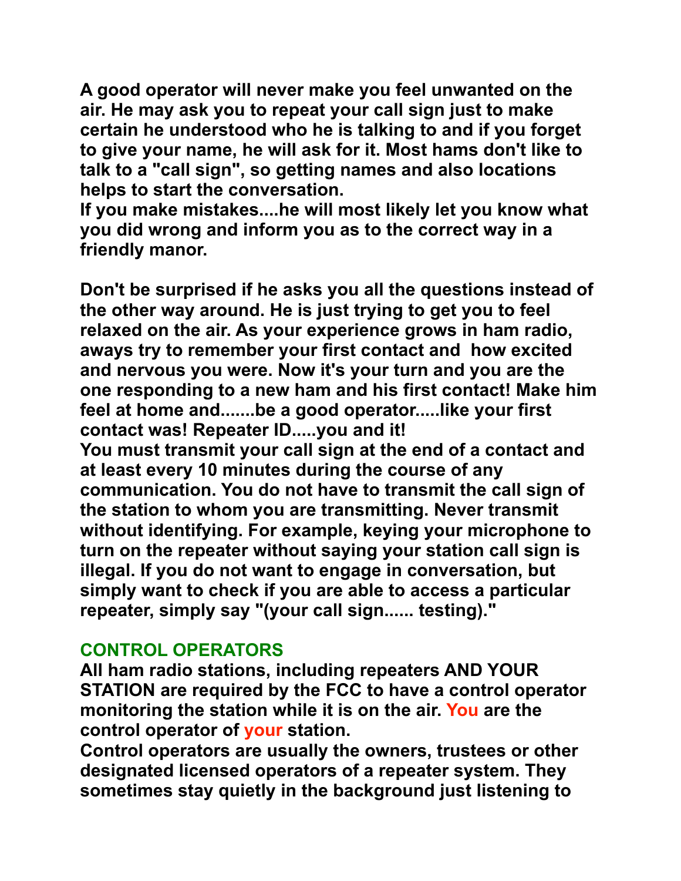**A good operator will never make you feel unwanted on the air. He may ask you to repeat your call sign just to make certain he understood who he is talking to and if you forget to give your name, he will ask for it. Most hams don't like to talk to a "call sign", so getting names and also locations helps to start the conversation.**
**If you make mistakes....he will most likely let you know what you did wrong and inform you as to the correct way in a friendly manor.**

**Don't be surprised if he asks you all the questions instead of the other way around. He is just trying to get you to feel relaxed on the air. As your experience grows in ham radio, aways try to remember your first contact and how excited and nervous you were. Now it's your turn and you are the one responding to a new ham and his first contact! Make him feel at home and.......be a good operator.....like your first contact was! Repeater ID.....you and it!**
**You must transmit your call sign at the end of a contact and at least every 10 minutes during the course of any communication. You do not have to transmit the call sign of the station to whom you are transmitting. Never transmit without identifying. For example, keying your microphone to turn on the repeater without saying your station call sign is illegal. If you do not want to engage in conversation, but simply want to check if you are able to access a particular repeater, simply say "(your call sign...... testing)."**

## CONTROL OPERATORS

**All ham radio stations, including repeaters AND YOUR STATION are required by the FCC to have a control operator monitoring the station while it is on the air. You are the control operator of your station.**
**Control operators are usually the owners, trustees or other designated licensed operators of a repeater system. They sometimes stay quietly in the background just listening to**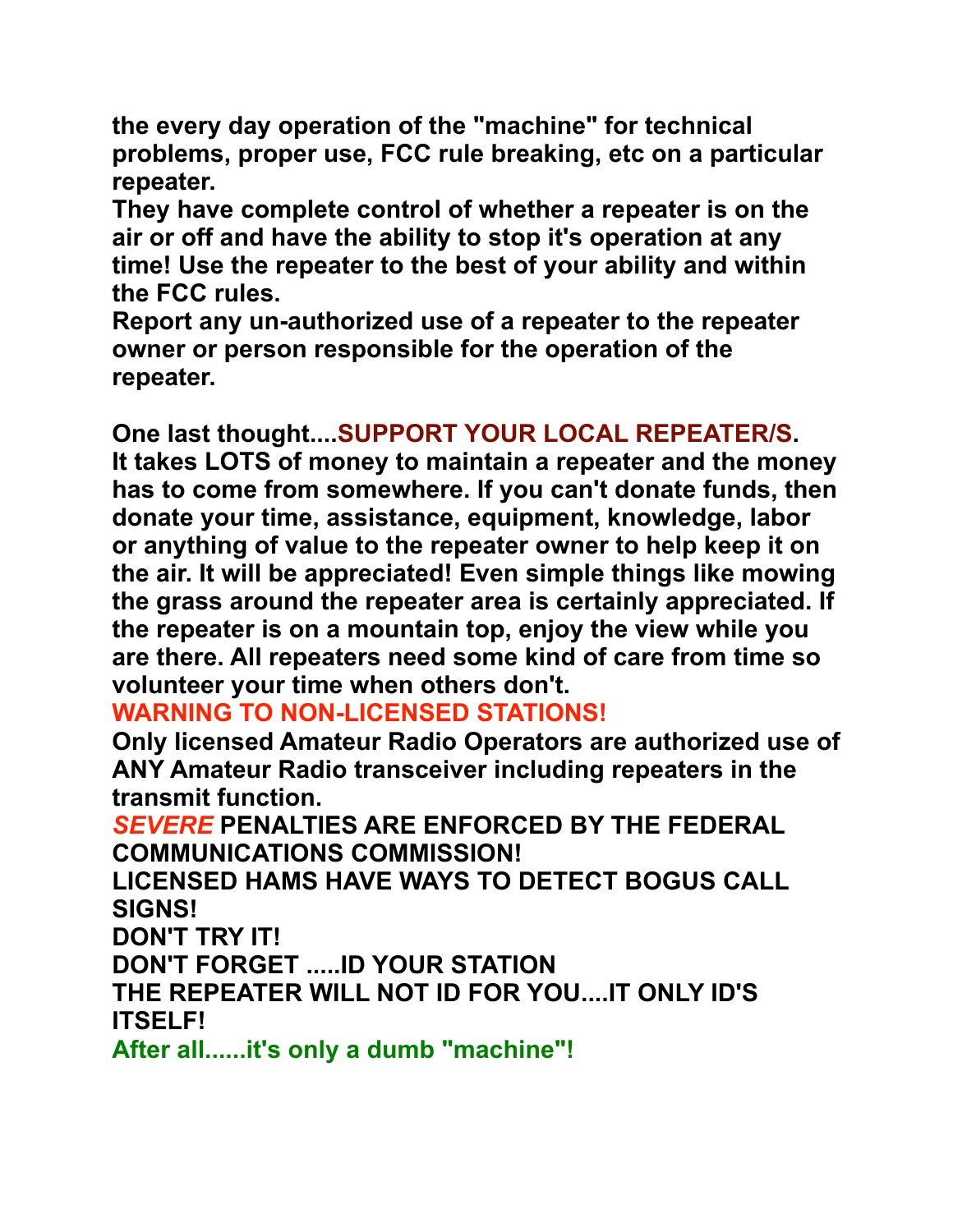**the every day operation of the "machine" for technical problems, proper use, FCC rule breaking, etc on a particular repeater.**
**They have complete control of whether a repeater is on the air or off and have the ability to stop it's operation at any time! Use the repeater to the best of your ability and within the FCC rules.**
**Report any un-authorized use of a repeater to the repeater owner or person responsible for the operation of the repeater.**

**One last thought....SUPPORT YOUR LOCAL REPEATER/S.**
**It takes LOTS of money to maintain a repeater and the money has to come from somewhere. If you can't donate funds, then donate your time, assistance, equipment, knowledge, labor or anything of value to the repeater owner to help keep it on the air. It will be appreciated! Even simple things like mowing the grass around the repeater area is certainly appreciated. If the repeater is on a mountain top, enjoy the view while you are there. All repeaters need some kind of care from time so volunteer your time when others don't.**
**WARNING TO NON-LICENSED STATIONS!**
**Only licensed Amateur Radio Operators are authorized use of ANY Amateur Radio transceiver including repeaters in the transmit function.**
***SEVERE* PENALTIES ARE ENFORCED BY THE FEDERAL COMMUNICATIONS COMMISSION!**
**LICENSED HAMS HAVE WAYS TO DETECT BOGUS CALL SIGNS!**
**DON'T TRY IT!**
**DON'T FORGET .....ID YOUR STATION**
**THE REPEATER WILL NOT ID FOR YOU....IT ONLY ID'S ITSELF!**
**After all......it's only a dumb "machine"!**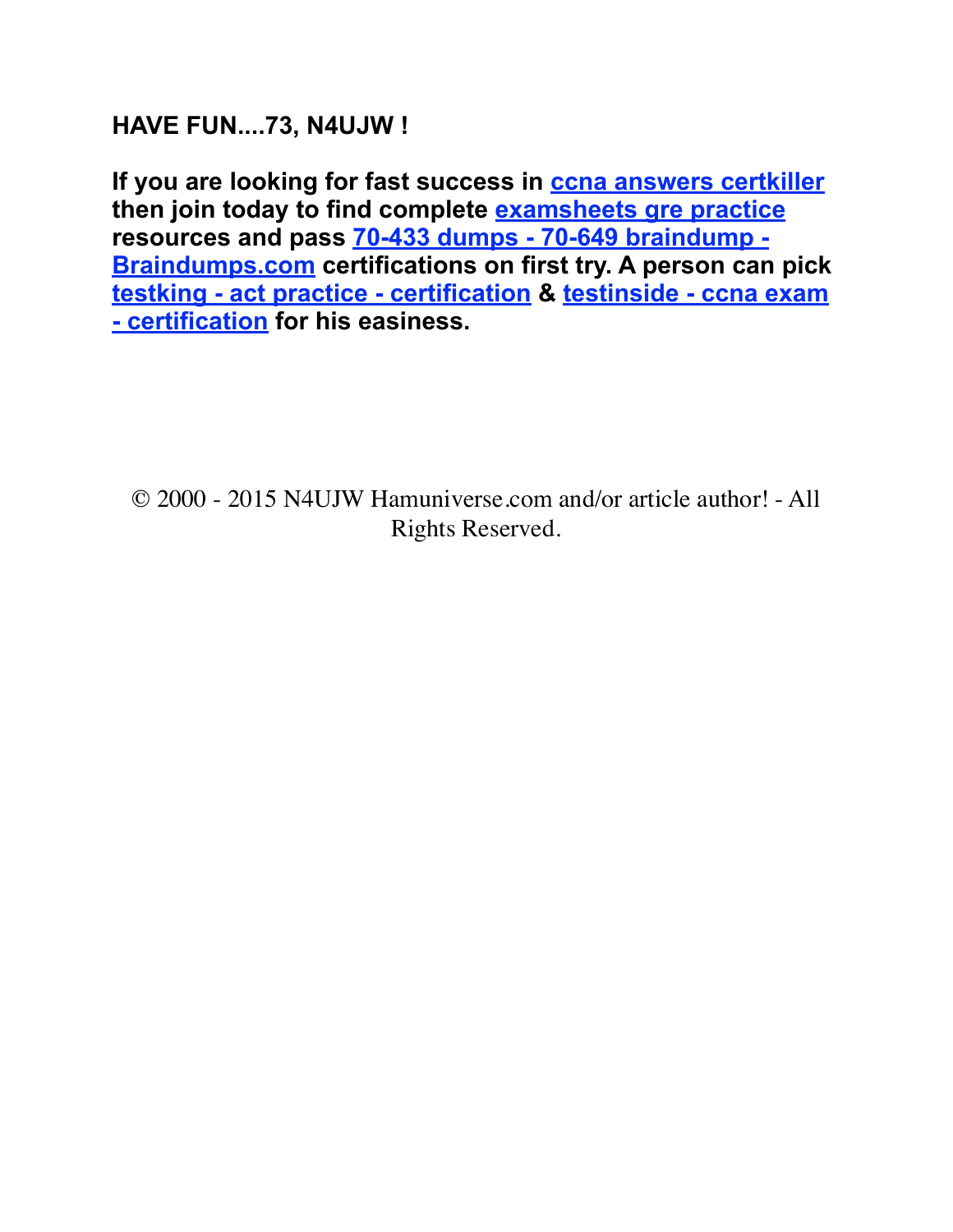**HAVE FUN....73, N4UJW !**

**If you are looking for fast success in ccna answers certkiller then join today to find complete examsheets gre practice resources and pass 70-433 dumps - 70-649 braindump - Braindumps.com certifications on first try. A person can pick testking - act practice - certification & testinside - ccna exam - certification for his easiness.**

© 2000 - 2015 N4UJW Hamuniverse.com and/or article author! - All Rights Reserved.